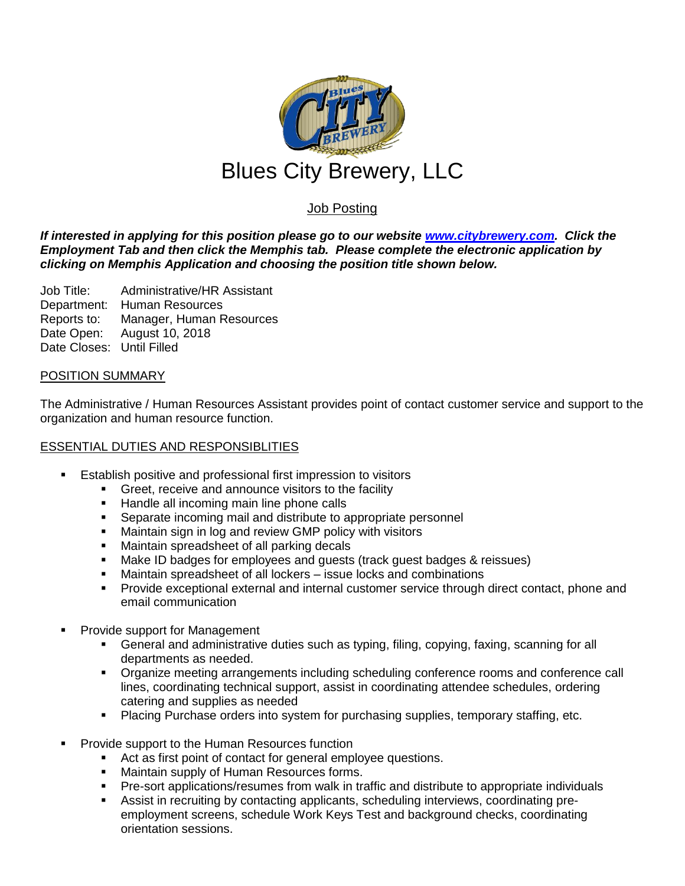# Blues City Brewery, LLC

## Job Posting

***If interested in applying for this position please go to our website [www.citybrewery.com](http://www.citybrewery.com). Click the Employment Tab and then click the Memphis tab. Please complete the electronic application by clicking on Memphis Application and choosing the position title shown below.***

Job Title: Administrative/HR Assistant
Department: Human Resources
Reports to: Manager, Human Resources
Date Open: August 10, 2018
Date Closes: Until Filled

### POSITION SUMMARY

The Administrative / Human Resources Assistant provides point of contact customer service and support to the organization and human resource function.

### ESSENTIAL DUTIES AND RESPONSIBLITIES

- Establish positive and professional first impression to visitors
  - Greet, receive and announce visitors to the facility
  - Handle all incoming main line phone calls
  - Separate incoming mail and distribute to appropriate personnel
  - Maintain sign in log and review GMP policy with visitors
  - Maintain spreadsheet of all parking decals
  - Make ID badges for employees and guests (track guest badges & reissues)
  - Maintain spreadsheet of all lockers – issue locks and combinations
  - Provide exceptional external and internal customer service through direct contact, phone and email communication

- Provide support for Management
  - General and administrative duties such as typing, filing, copying, faxing, scanning for all departments as needed.
  - Organize meeting arrangements including scheduling conference rooms and conference call lines, coordinating technical support, assist in coordinating attendee schedules, ordering catering and supplies as needed
  - Placing Purchase orders into system for purchasing supplies, temporary staffing, etc.

- Provide support to the Human Resources function
  - Act as first point of contact for general employee questions.
  - Maintain supply of Human Resources forms.
  - Pre-sort applications/resumes from walk in traffic and distribute to appropriate individuals
  - Assist in recruiting by contacting applicants, scheduling interviews, coordinating pre-employment screens, schedule Work Keys Test and background checks, coordinating orientation sessions.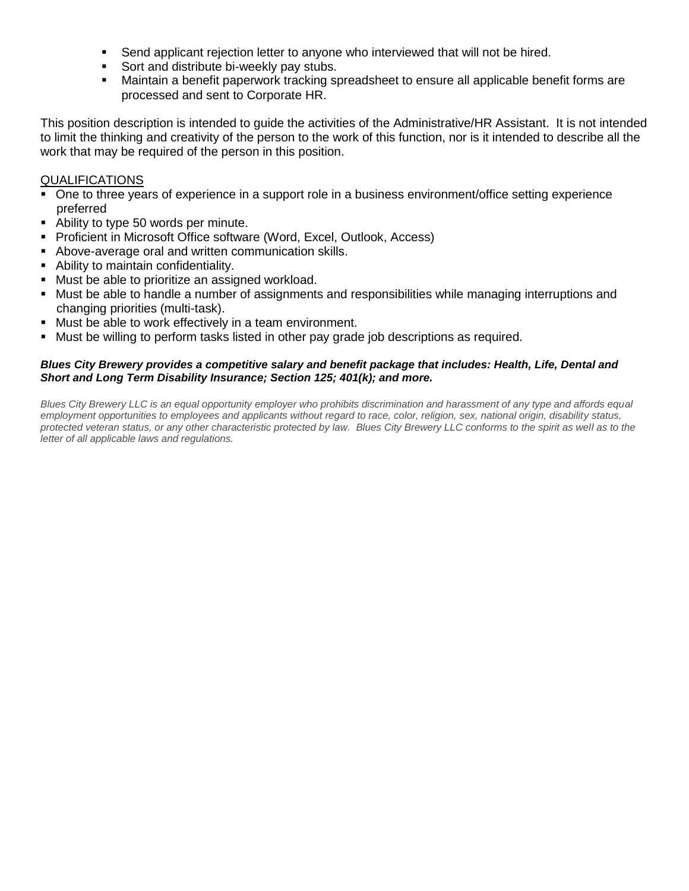- Send applicant rejection letter to anyone who interviewed that will not be hired.
- Sort and distribute bi-weekly pay stubs.
- Maintain a benefit paperwork tracking spreadsheet to ensure all applicable benefit forms are processed and sent to Corporate HR.

This position description is intended to guide the activities of the Administrative/HR Assistant. It is not intended to limit the thinking and creativity of the person to the work of this function, nor is it intended to describe all the work that may be required of the person in this position.

QUALIFICATIONS

- One to three years of experience in a support role in a business environment/office setting experience preferred
- Ability to type 50 words per minute.
- Proficient in Microsoft Office software (Word, Excel, Outlook, Access)
- Above-average oral and written communication skills.
- Ability to maintain confidentiality.
- Must be able to prioritize an assigned workload.
- Must be able to handle a number of assignments and responsibilities while managing interruptions and changing priorities (multi-task).
- Must be able to work effectively in a team environment.
- Must be willing to perform tasks listed in other pay grade job descriptions as required.

***Blues City Brewery provides a competitive salary and benefit package that includes: Health, Life, Dental and Short and Long Term Disability Insurance; Section 125; 401(k); and more.***

*Blues City Brewery LLC is an equal opportunity employer who prohibits discrimination and harassment of any type and affords equal employment opportunities to employees and applicants without regard to race, color, religion, sex, national origin, disability status, protected veteran status, or any other characteristic protected by law. Blues City Brewery LLC conforms to the spirit as well as to the letter of all applicable laws and regulations.*